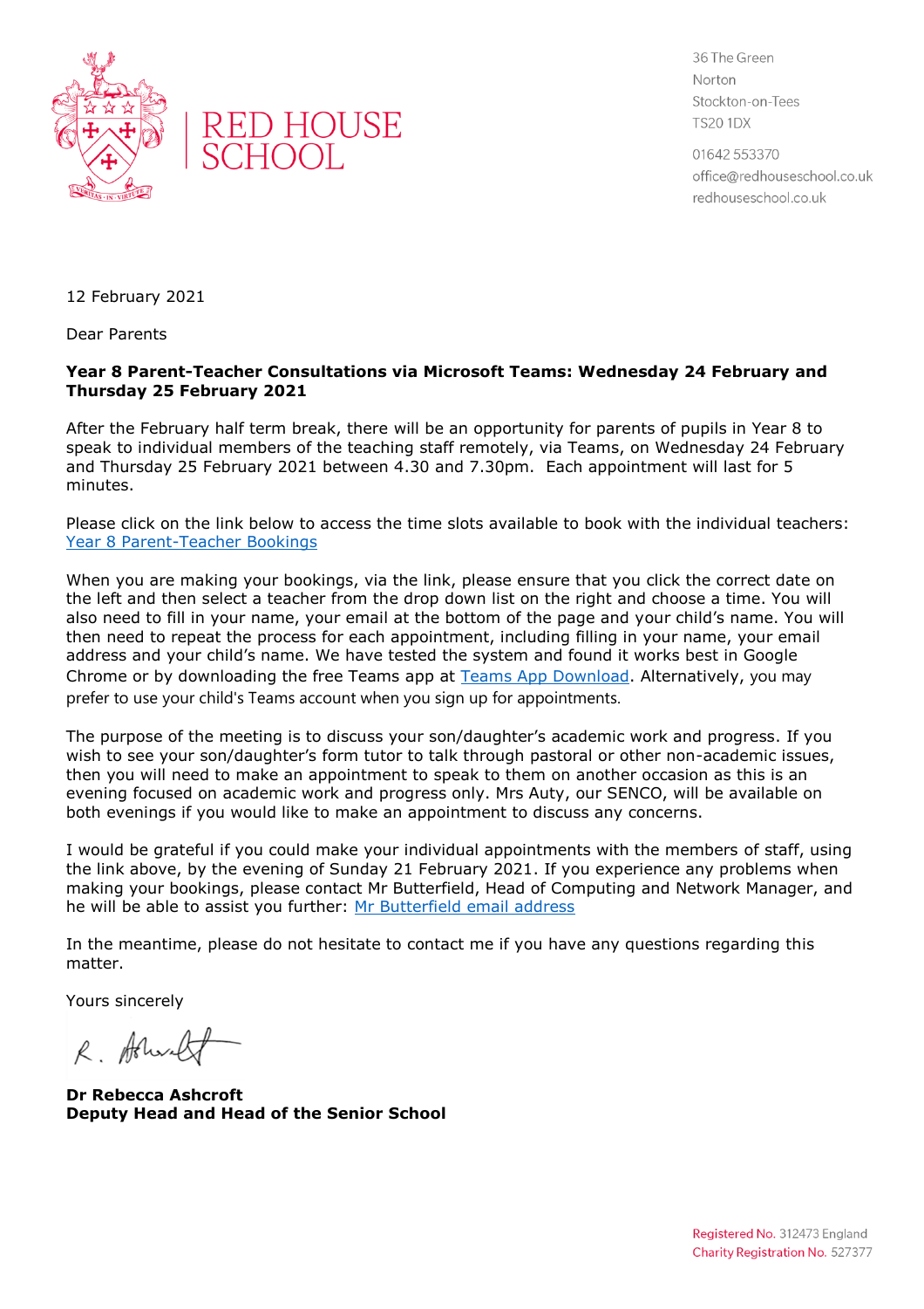RED HOUSE SCHOOL

36 The Green
Norton
Stockton-on-Tees
TS20 1DX

01642 553370
office@redhouseschool.co.uk
redhouseschool.co.uk

12 February 2021

Dear Parents

**Year 8 Parent-Teacher Consultations via Microsoft Teams: Wednesday 24 February and Thursday 25 February 2021**

After the February half term break, there will be an opportunity for parents of pupils in Year 8 to speak to individual members of the teaching staff remotely, via Teams, on Wednesday 24 February and Thursday 25 February 2021 between 4.30 and 7.30pm. Each appointment will last for 5 minutes.

Please click on the link below to access the time slots available to book with the individual teachers: Year 8 Parent-Teacher Bookings

When you are making your bookings, via the link, please ensure that you click the correct date on the left and then select a teacher from the drop down list on the right and choose a time. You will also need to fill in your name, your email at the bottom of the page and your child's name. You will then need to repeat the process for each appointment, including filling in your name, your email address and your child's name. We have tested the system and found it works best in Google Chrome or by downloading the free Teams app at Teams App Download. Alternatively, you may prefer to use your child's Teams account when you sign up for appointments.

The purpose of the meeting is to discuss your son/daughter's academic work and progress. If you wish to see your son/daughter's form tutor to talk through pastoral or other non-academic issues, then you will need to make an appointment to speak to them on another occasion as this is an evening focused on academic work and progress only. Mrs Auty, our SENCO, will be available on both evenings if you would like to make an appointment to discuss any concerns.

I would be grateful if you could make your individual appointments with the members of staff, using the link above, by the evening of Sunday 21 February 2021. If you experience any problems when making your bookings, please contact Mr Butterfield, Head of Computing and Network Manager, and he will be able to assist you further: Mr Butterfield email address

In the meantime, please do not hesitate to contact me if you have any questions regarding this matter.

Yours sincerely

**Dr Rebecca Ashcroft**
**Deputy Head and Head of the Senior School**

Registered No. 312473 England
Charity Registration No. 527377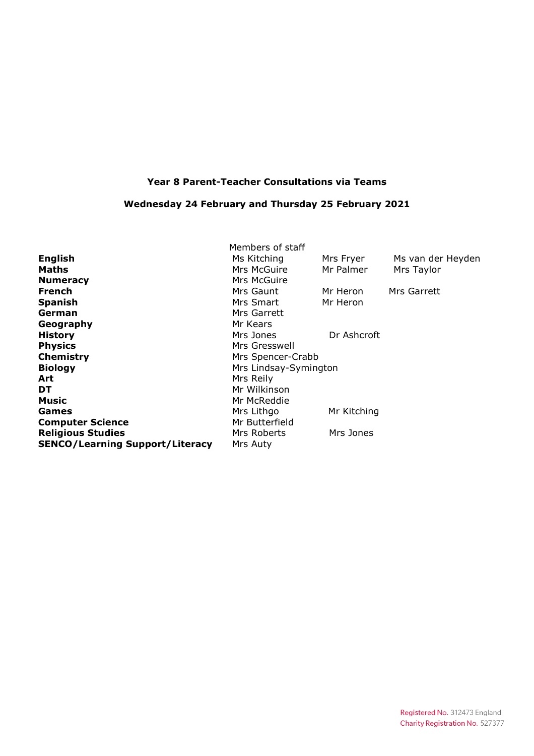**Year 8 Parent-Teacher Consultations via Teams**

**Wednesday 24 February and Thursday 25 February 2021**

| | Members of staff | | |
|---|---|---|---|
| **English** | Ms Kitching | Mrs Fryer | Ms van der Heyden |
| **Maths** | Mrs McGuire | Mr Palmer | Mrs Taylor |
| **Numeracy** | Mrs McGuire | | |
| **French** | Mrs Gaunt | Mr Heron | Mrs Garrett |
| **Spanish** | Mrs Smart | Mr Heron | |
| **German** | Mrs Garrett | | |
| **Geography** | Mr Kears | | |
| **History** | Mrs Jones | Dr Ashcroft | |
| **Physics** | Mrs Gresswell | | |
| **Chemistry** | Mrs Spencer-Crabb | | |
| **Biology** | Mrs Lindsay-Symington | | |
| **Art** | Mrs Reily | | |
| **DT** | Mr Wilkinson | | |
| **Music** | Mr McReddie | | |
| **Games** | Mrs Lithgo | Mr Kitching | |
| **Computer Science** | Mr Butterfield | | |
| **Religious Studies** | Mrs Roberts | Mrs Jones | |
| **SENCO/Learning Support/Literacy** | Mrs Auty | | |

Registered No. 312473 England
Charity Registration No. 527377